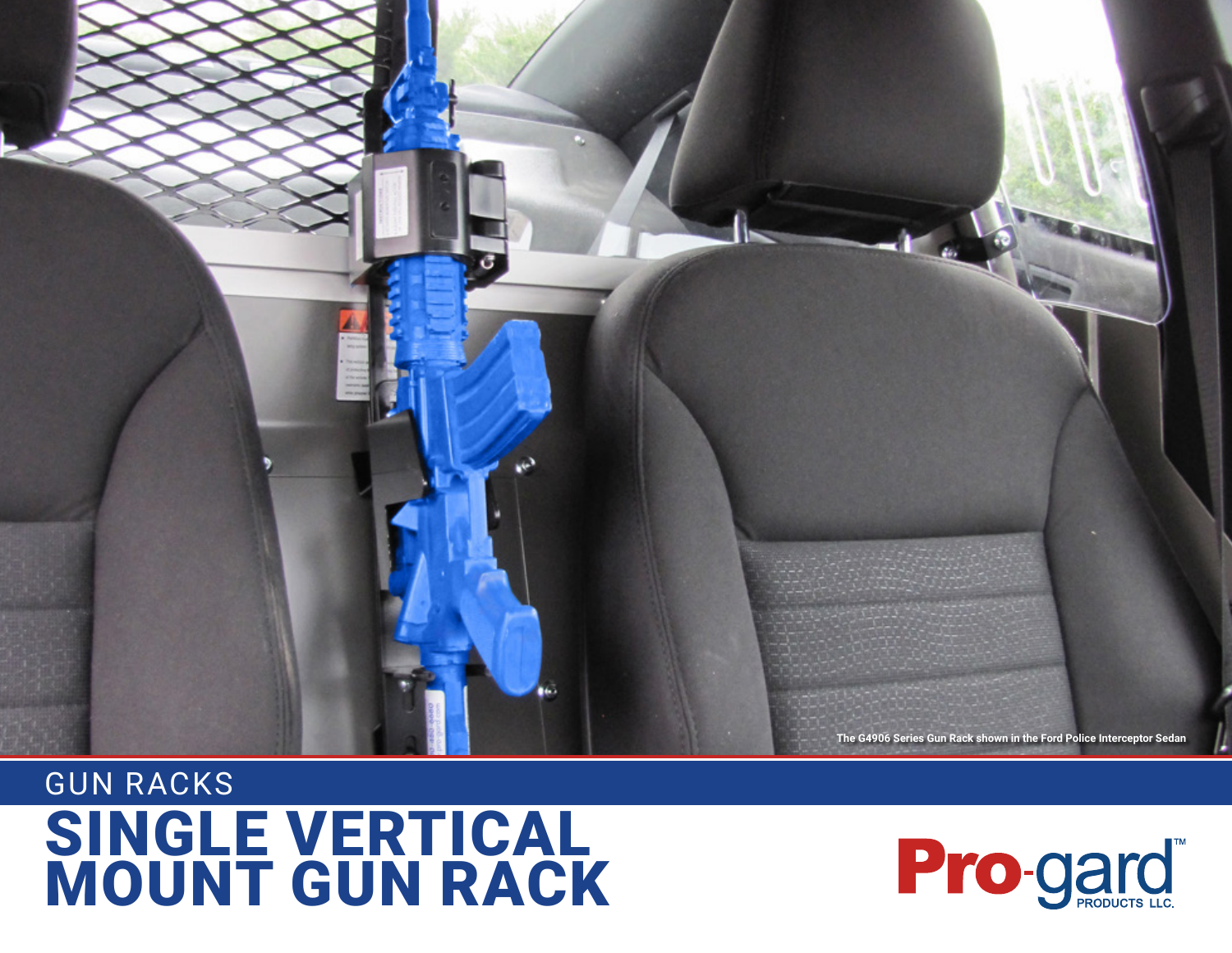The G4906 Series Gun Rack shown in the Ford Police Interceptor Sedan

GUN RACKS

# SINGLE VERTICAL MOUNT GUN RACK

Pro-gard™ PRODUCTS LLC.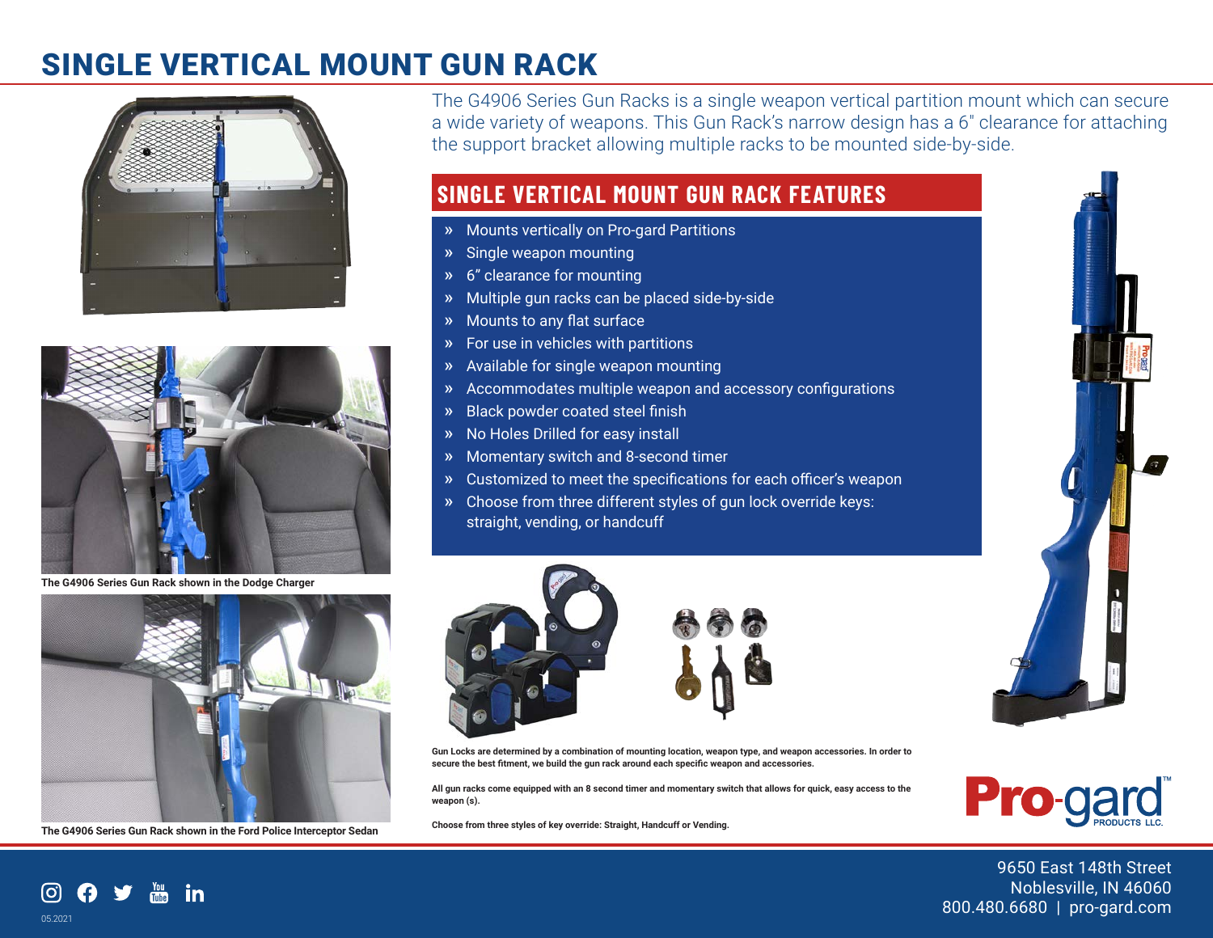# SINGLE VERTICAL MOUNT GUN RACK

The G4906 Series Gun Racks is a single weapon vertical partition mount which can secure a wide variety of weapons. This Gun Rack's narrow design has a 6" clearance for attaching the support bracket allowing multiple racks to be mounted side-by-side.

## SINGLE VERTICAL MOUNT GUN RACK FEATURES

- Mounts vertically on Pro-gard Partitions
- Single weapon mounting
- 6" clearance for mounting
- Multiple gun racks can be placed side-by-side
- Mounts to any flat surface
- For use in vehicles with partitions
- Available for single weapon mounting
- Accommodates multiple weapon and accessory configurations
- Black powder coated steel finish
- No Holes Drilled for easy install
- Momentary switch and 8-second timer
- Customized to meet the specifications for each officer's weapon
- Choose from three different styles of gun lock override keys: straight, vending, or handcuff

The G4906 Series Gun Rack shown in the Dodge Charger

The G4906 Series Gun Rack shown in the Ford Police Interceptor Sedan

**Gun Locks are determined by a combination of mounting location, weapon type, and weapon accessories. In order to secure the best fitment, we build the gun rack around each specific weapon and accessories.**

**All gun racks come equipped with an 8 second timer and momentary switch that allows for quick, easy access to the weapon (s).**

**Choose from three styles of key override: Straight, Handcuff or Vending.**

Pro-gard™ PRODUCTS LLC.

9650 East 148th Street
Noblesville, IN 46060
800.480.6680 | pro-gard.com

05.2021